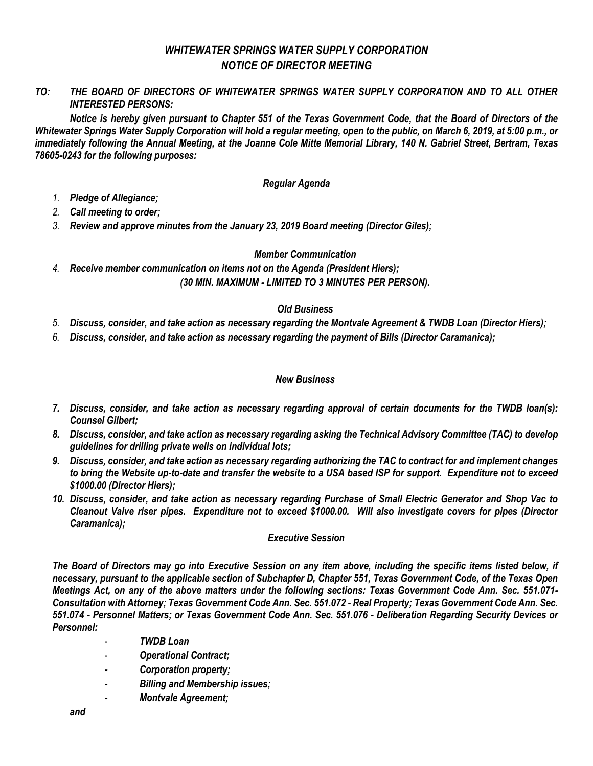# *WHITEWATER SPRINGS WATER SUPPLY CORPORATION*
## *NOTICE OF DIRECTOR MEETING*

***TO: THE BOARD OF DIRECTORS OF WHITEWATER SPRINGS WATER SUPPLY CORPORATION AND TO ALL OTHER INTERESTED PERSONS:***

***Notice is hereby given pursuant to Chapter 551 of the Texas Government Code, that the Board of Directors of the Whitewater Springs Water Supply Corporation will hold a regular meeting, open to the public, on March 6, 2019, at 5:00 p.m., or immediately following the Annual Meeting, at the Joanne Cole Mitte Memorial Library, 140 N. Gabriel Street, Bertram, Texas 78605-0243 for the following purposes:***

### *Regular Agenda*

1. ***Pledge of Allegiance;***
2. ***Call meeting to order;***
3. ***Review and approve minutes from the January 23, 2019 Board meeting (Director Giles);***

### *Member Communication*

4. ***Receive member communication on items not on the Agenda (President Hiers);***
   ***(30 MIN. MAXIMUM - LIMITED TO 3 MINUTES PER PERSON).***

### *Old Business*

5. ***Discuss, consider, and take action as necessary regarding the Montvale Agreement & TWDB Loan (Director Hiers);***
6. ***Discuss, consider, and take action as necessary regarding the payment of Bills (Director Caramanica);***

### *New Business*

7. ***Discuss, consider, and take action as necessary regarding approval of certain documents for the TWDB loan(s): Counsel Gilbert;***
8. ***Discuss, consider, and take action as necessary regarding asking the Technical Advisory Committee (TAC) to develop guidelines for drilling private wells on individual lots;***
9. ***Discuss, consider, and take action as necessary regarding authorizing the TAC to contract for and implement changes to bring the Website up-to-date and transfer the website to a USA based ISP for support. Expenditure not to exceed $1000.00 (Director Hiers);***
10. ***Discuss, consider, and take action as necessary regarding Purchase of Small Electric Generator and Shop Vac to Cleanout Valve riser pipes. Expenditure not to exceed $1000.00. Will also investigate covers for pipes (Director Caramanica);***

### *Executive Session*

***The Board of Directors may go into Executive Session on any item above, including the specific items listed below, if necessary, pursuant to the applicable section of Subchapter D, Chapter 551, Texas Government Code, of the Texas Open Meetings Act, on any of the above matters under the following sections: Texas Government Code Ann. Sec. 551.071-Consultation with Attorney; Texas Government Code Ann. Sec. 551.072 - Real Property; Texas Government Code Ann. Sec. 551.074 - Personnel Matters; or Texas Government Code Ann. Sec. 551.076 - Deliberation Regarding Security Devices or Personnel:***

- ***TWDB Loan***
- ***Operational Contract;***
- ***Corporation property;***
- ***Billing and Membership issues;***
- ***Montvale Agreement;***

***and***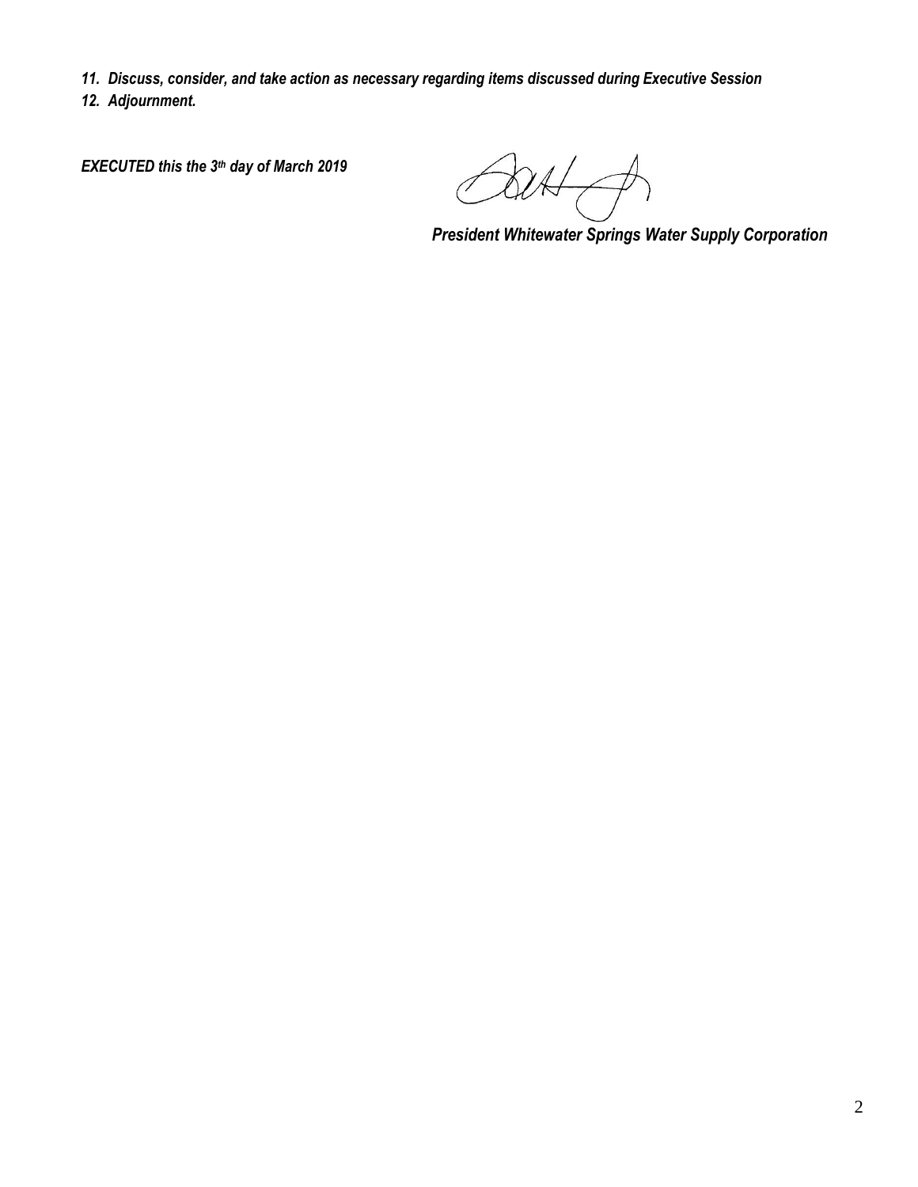*11. Discuss, consider, and take action as necessary regarding items discussed during Executive Session*

*12. Adjournment.*

***EXECUTED this the 3th day of March 2019***

***President Whitewater Springs Water Supply Corporation***